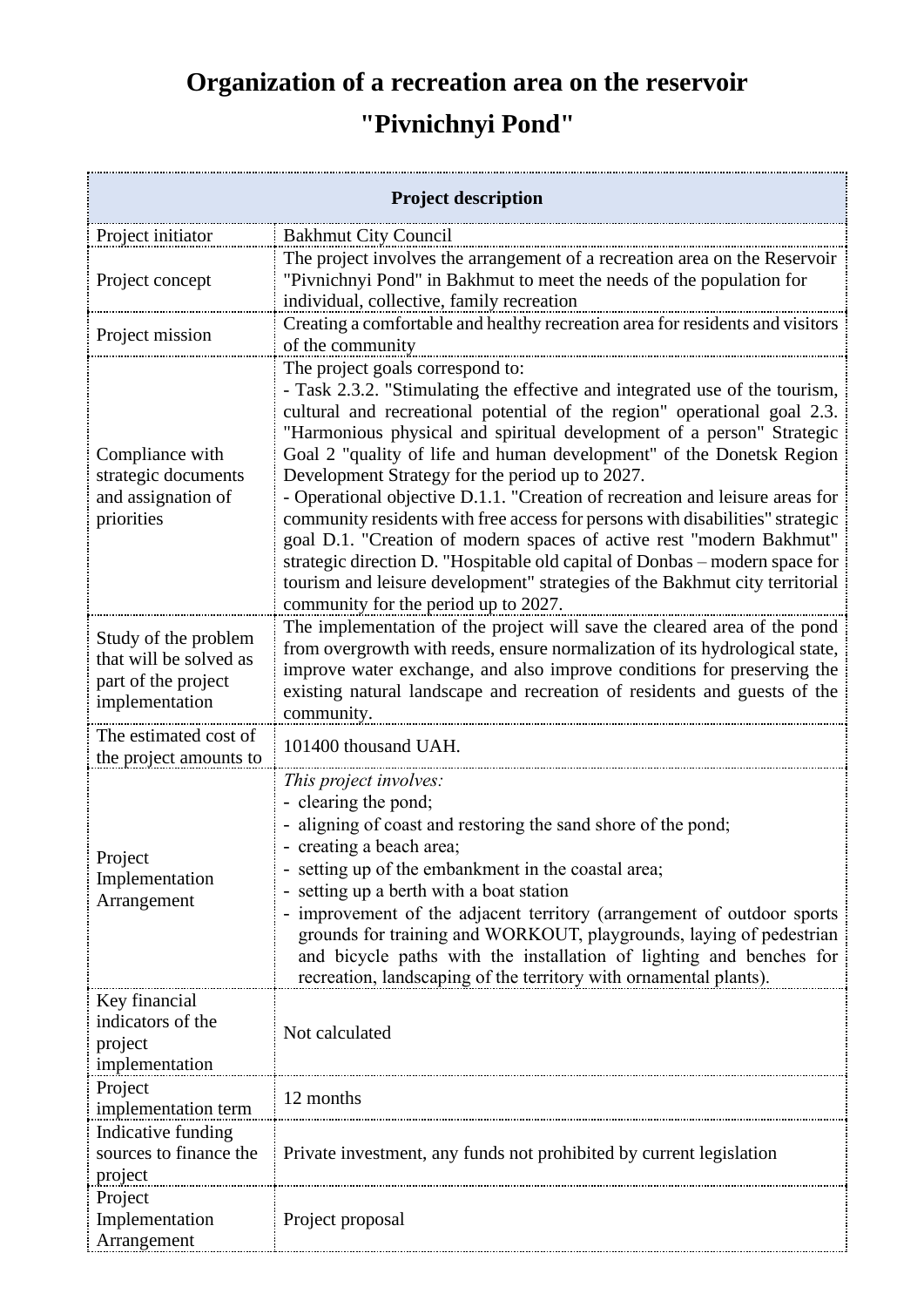# Organization of a recreation area on the reservoir "Pivnichnyi Pond"

| Project description | |
|---|---|
| Project initiator | Bakhmut City Council |
| Project concept | The project involves the arrangement of a recreation area on the Reservoir "Pivnichnyi Pond" in Bakhmut to meet the needs of the population for individual, collective, family recreation |
| Project mission | Creating a comfortable and healthy recreation area for residents and visitors of the community |
| Compliance with strategic documents and assignation of priorities | The project goals correspond to:<br>- Task 2.3.2. "Stimulating the effective and integrated use of the tourism, cultural and recreational potential of the region" operational goal 2.3. "Harmonious physical and spiritual development of a person" Strategic Goal 2 "quality of life and human development" of the Donetsk Region Development Strategy for the period up to 2027.<br>- Operational objective D.1.1. "Creation of recreation and leisure areas for community residents with free access for persons with disabilities" strategic goal D.1. "Creation of modern spaces of active rest "modern Bakhmut" strategic direction D. "Hospitable old capital of Donbas – modern space for tourism and leisure development" strategies of the Bakhmut city territorial community for the period up to 2027. |
| Study of the problem that will be solved as part of the project implementation | The implementation of the project will save the cleared area of the pond from overgrowth with reeds, ensure normalization of its hydrological state, improve water exchange, and also improve conditions for preserving the existing natural landscape and recreation of residents and guests of the community. |
| The estimated cost of the project amounts to | 101400 thousand UAH. |
| Project Implementation Arrangement | *This project involves:*<br>- clearing the pond;<br>- aligning of coast and restoring the sand shore of the pond;<br>- creating a beach area;<br>- setting up of the embankment in the coastal area;<br>- setting up a berth with a boat station<br>- improvement of the adjacent territory (arrangement of outdoor sports grounds for training and WORKOUT, playgrounds, laying of pedestrian and bicycle paths with the installation of lighting and benches for recreation, landscaping of the territory with ornamental plants). |
| Key financial indicators of the project implementation | Not calculated |
| Project implementation term | 12 months |
| Indicative funding sources to finance the project | Private investment, any funds not prohibited by current legislation |
| Project Implementation Arrangement | Project proposal |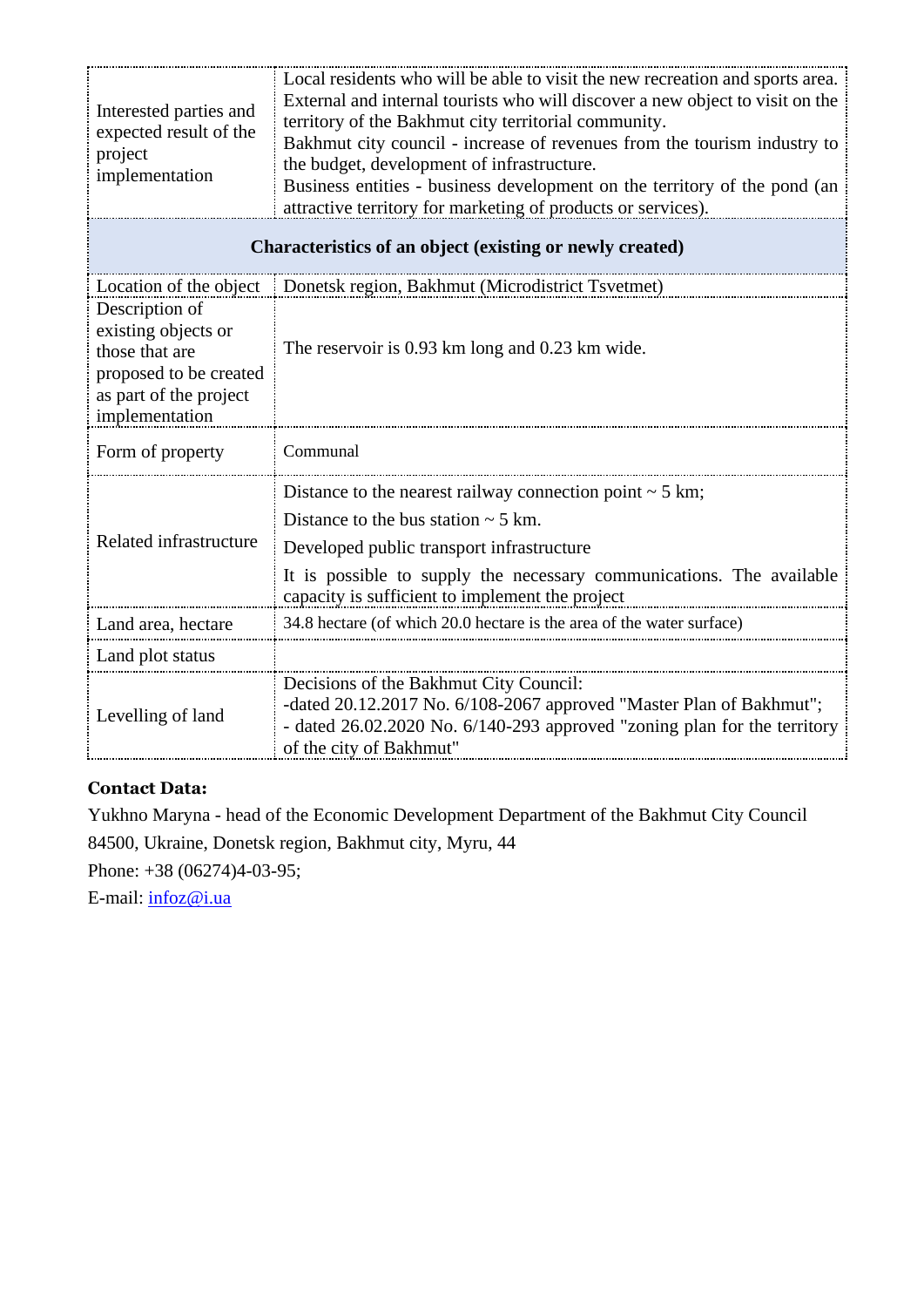| | |
|---|---|
| Interested parties and expected result of the project implementation | Local residents who will be able to visit the new recreation and sports area. External and internal tourists who will discover a new object to visit on the territory of the Bakhmut city territorial community. Bakhmut city council - increase of revenues from the tourism industry to the budget, development of infrastructure. Business entities - business development on the territory of the pond (an attractive territory for marketing of products or services). |
| **Characteristics of an object (existing or newly created)** | |
| Location of the object | Donetsk region, Bakhmut (Microdistrict Tsvetmet) |
| Description of existing objects or those that are proposed to be created as part of the project implementation | The reservoir is 0.93 km long and 0.23 km wide. |
| Form of property | Communal |
| Related infrastructure | Distance to the nearest railway connection point ~ 5 km;<br>Distance to the bus station ~ 5 km.<br>Developed public transport infrastructure<br>It is possible to supply the necessary communications. The available capacity is sufficient to implement the project |
| Land area, hectare | 34.8 hectare (of which 20.0 hectare is the area of the water surface) |
| Land plot status | |
| Levelling of land | Decisions of the Bakhmut City Council:<br>-dated 20.12.2017 No. 6/108-2067 approved "Master Plan of Bakhmut";<br>- dated 26.02.2020 No. 6/140-293 approved "zoning plan for the territory of the city of Bakhmut" |

**Contact Data:**

Yukhno Maryna - head of the Economic Development Department of the Bakhmut City Council

84500, Ukraine, Donetsk region, Bakhmut city, Myru, 44

Phone: +38 (06274)4-03-95;

E-mail: infoz@i.ua